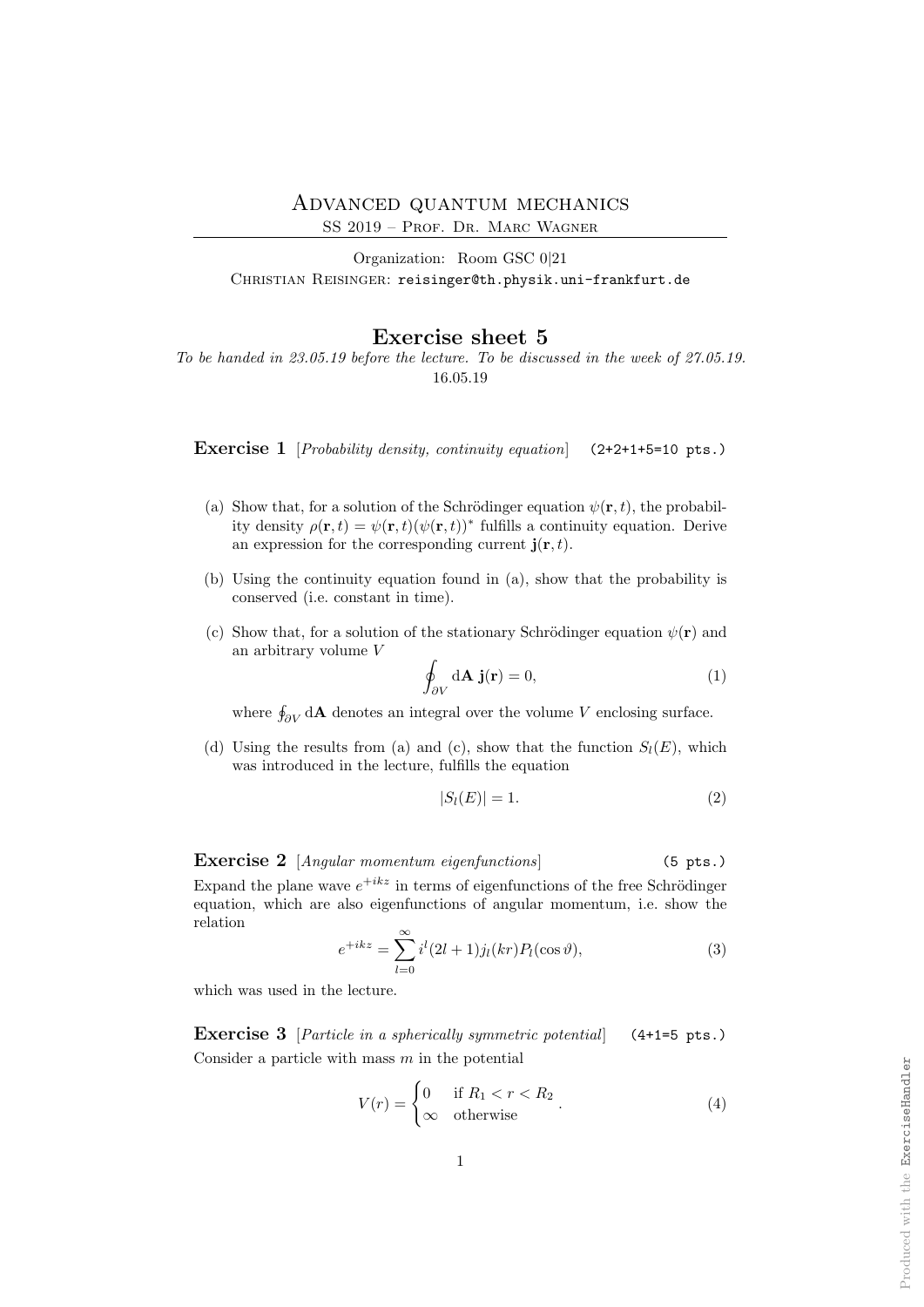# Advanced quantum mechanics

SS 2019 – Prof. Dr. Marc Wagner

Organization: Room GSC 0|21

Christian Reisinger: reisinger@th.physik.uni-frankfurt.de

## Exercise sheet 5

*To be handed in 23.05.19 before the lecture. To be discussed in the week of 27.05.19.*

16.05.19

**Exercise 1** [*Probability density, continuity equation*] (2+2+1+5=10 pts.)

(a) Show that, for a solution of the Schrödinger equation $\psi(\mathbf{r}, t)$, the probability density $\rho(\mathbf{r}, t) = \psi(\mathbf{r}, t)(\psi(\mathbf{r}, t))^*$ fulfills a continuity equation. Derive an expression for the corresponding current $\mathbf{j}(\mathbf{r}, t)$.

(b) Using the continuity equation found in (a), show that the probability is conserved (i.e. constant in time).

(c) Show that, for a solution of the stationary Schrödinger equation $\psi(\mathbf{r})$ and an arbitrary volume $V$

$$\oint_{\partial V} d\mathbf{A}\ \mathbf{j}(\mathbf{r}) = 0, \tag{1}$$

where $\oint_{\partial V} d\mathbf{A}$ denotes an integral over the volume $V$ enclosing surface.

(d) Using the results from (a) and (c), show that the function $S_l(E)$, which was introduced in the lecture, fulfills the equation

$$|S_l(E)| = 1. \tag{2}$$

**Exercise 2** [*Angular momentum eigenfunctions*] (5 pts.)

Expand the plane wave $e^{+ikz}$ in terms of eigenfunctions of the free Schrödinger equation, which are also eigenfunctions of angular momentum, i.e. show the relation

$$e^{+ikz} = \sum_{l=0}^{\infty} i^l (2l+1) j_l(kr) P_l(\cos\vartheta), \tag{3}$$

which was used in the lecture.

**Exercise 3** [*Particle in a spherically symmetric potential*] (4+1=5 pts.)

Consider a particle with mass $m$ in the potential

$$V(r) = \begin{cases} 0 & \text{if } R_1 < r < R_2 \\ \infty & \text{otherwise} \end{cases}. \tag{4}$$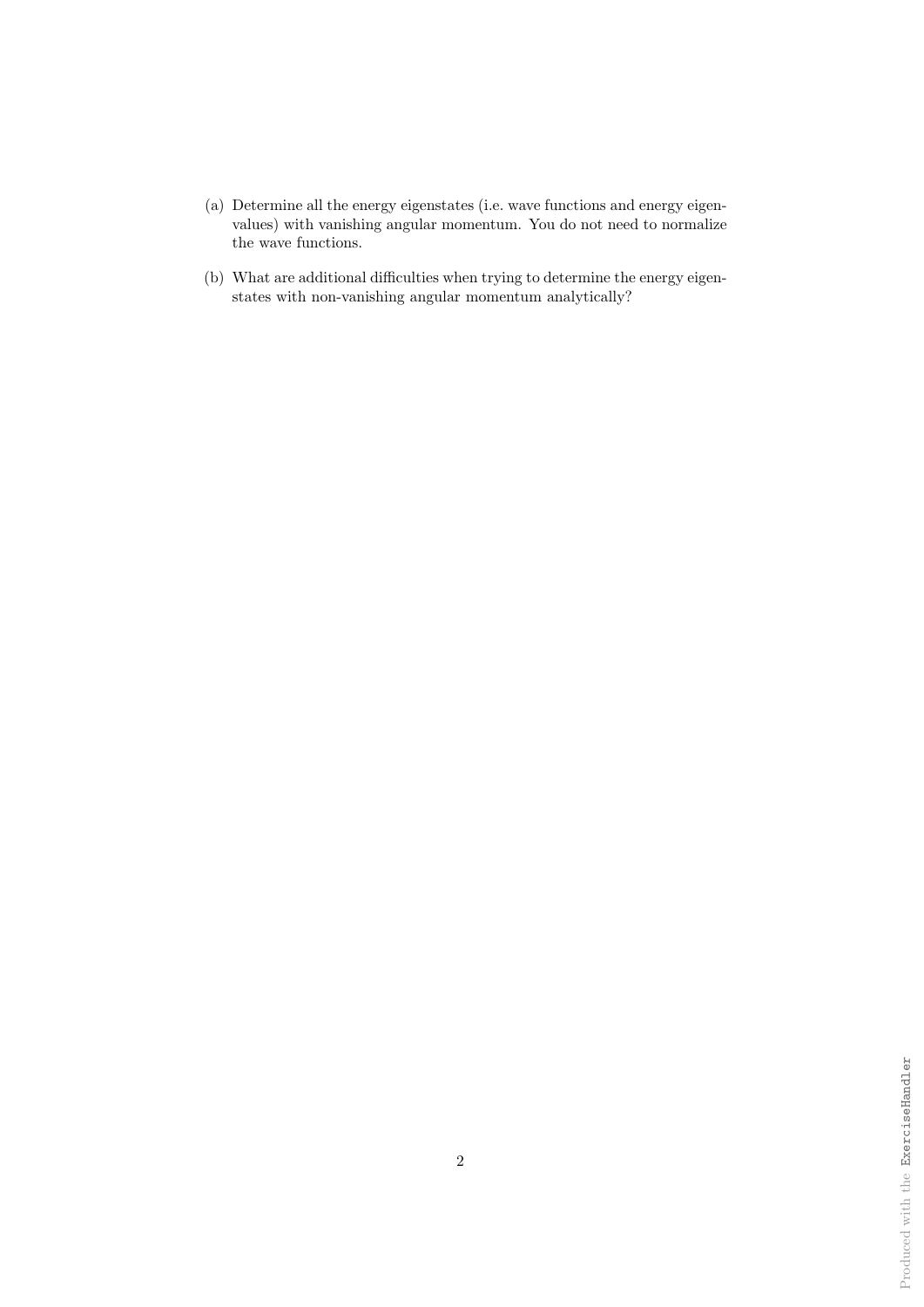(a) Determine all the energy eigenstates (i.e. wave functions and energy eigenvalues) with vanishing angular momentum. You do not need to normalize the wave functions.

(b) What are additional difficulties when trying to determine the energy eigenstates with non-vanishing angular momentum analytically?